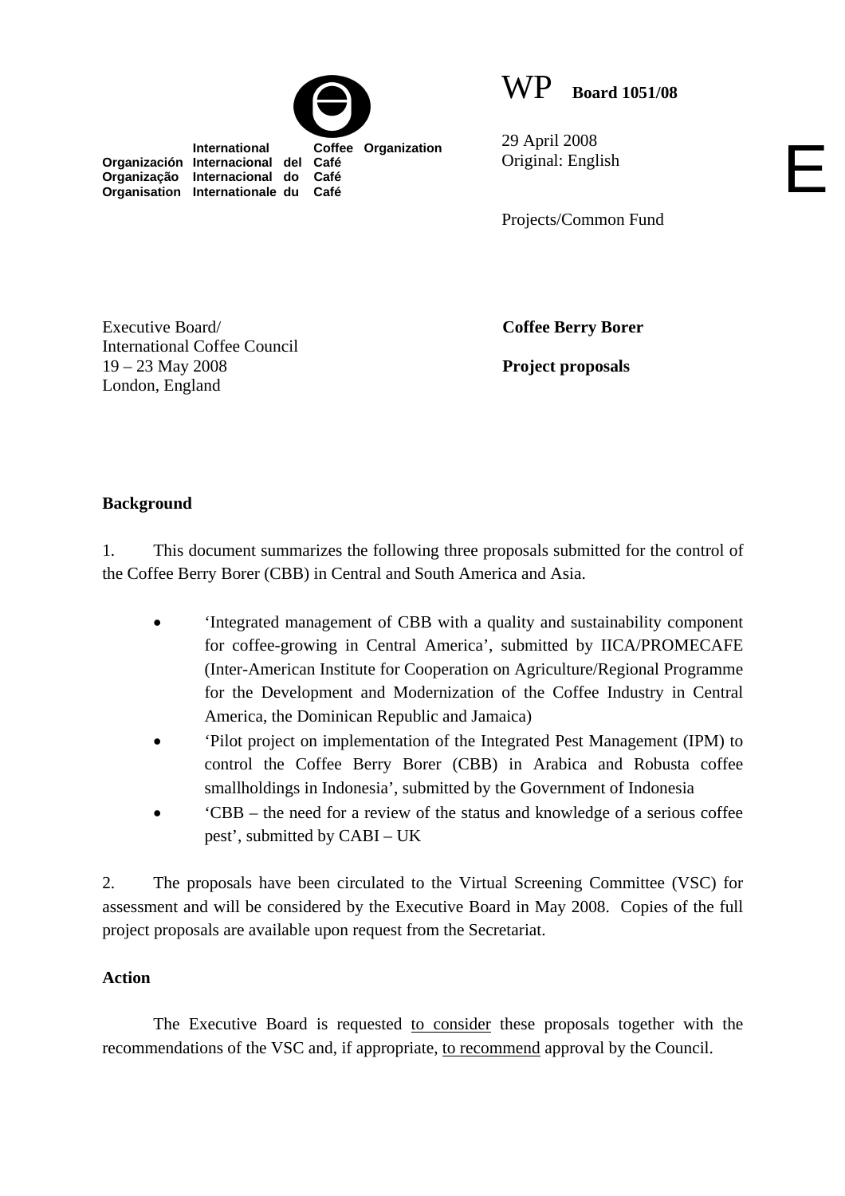International Coffee Organization
Organización Internacional del Café
Organização Internacional do Café
Organisation Internationale du Café

WP **Board 1051/08**

29 April 2008
Original: English

E

Projects/Common Fund

Executive Board/
International Coffee Council
19 – 23 May 2008
London, England

**Coffee Berry Borer**

**Project proposals**

## Background

1. This document summarizes the following three proposals submitted for the control of the Coffee Berry Borer (CBB) in Central and South America and Asia.

- 'Integrated management of CBB with a quality and sustainability component for coffee-growing in Central America', submitted by IICA/PROMECAFE (Inter-American Institute for Cooperation on Agriculture/Regional Programme for the Development and Modernization of the Coffee Industry in Central America, the Dominican Republic and Jamaica)
- 'Pilot project on implementation of the Integrated Pest Management (IPM) to control the Coffee Berry Borer (CBB) in Arabica and Robusta coffee smallholdings in Indonesia', submitted by the Government of Indonesia
- 'CBB – the need for a review of the status and knowledge of a serious coffee pest', submitted by CABI – UK

2. The proposals have been circulated to the Virtual Screening Committee (VSC) for assessment and will be considered by the Executive Board in May 2008. Copies of the full project proposals are available upon request from the Secretariat.

## Action

The Executive Board is requested to consider these proposals together with the recommendations of the VSC and, if appropriate, to recommend approval by the Council.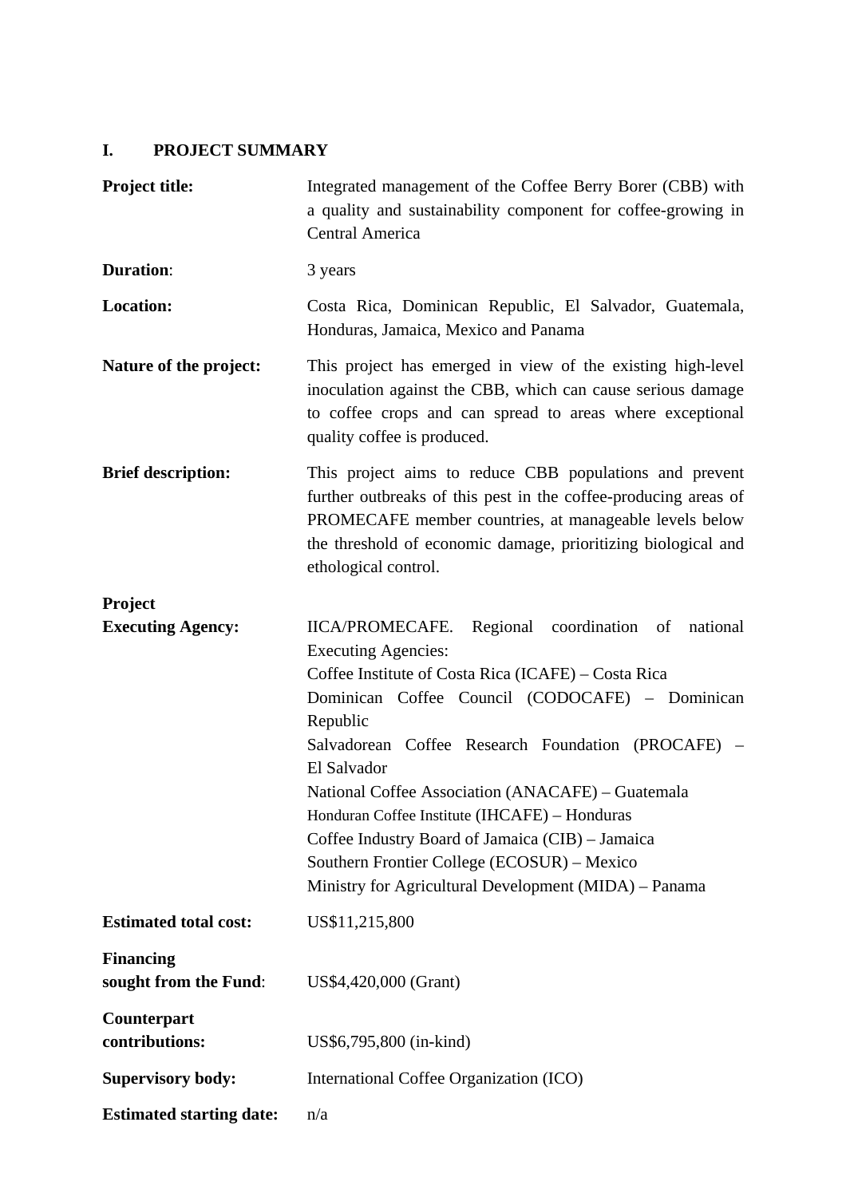## I. PROJECT SUMMARY

**Project title:** Integrated management of the Coffee Berry Borer (CBB) with a quality and sustainability component for coffee-growing in Central America

**Duration**: 3 years

**Location:** Costa Rica, Dominican Republic, El Salvador, Guatemala, Honduras, Jamaica, Mexico and Panama

**Nature of the project:** This project has emerged in view of the existing high-level inoculation against the CBB, which can cause serious damage to coffee crops and can spread to areas where exceptional quality coffee is produced.

**Brief description:** This project aims to reduce CBB populations and prevent further outbreaks of this pest in the coffee-producing areas of PROMECAFE member countries, at manageable levels below the threshold of economic damage, prioritizing biological and ethological control.

**Project Executing Agency:** IICA/PROMECAFE. Regional coordination of national Executing Agencies:
Coffee Institute of Costa Rica (ICAFE) – Costa Rica
Dominican Coffee Council (CODOCAFE) – Dominican Republic
Salvadorean Coffee Research Foundation (PROCAFE) – El Salvador
National Coffee Association (ANACAFE) – Guatemala
Honduran Coffee Institute (IHCAFE) – Honduras
Coffee Industry Board of Jamaica (CIB) – Jamaica
Southern Frontier College (ECOSUR) – Mexico
Ministry for Agricultural Development (MIDA) – Panama

**Estimated total cost:** US$11,215,800

**Financing sought from the Fund**: US$4,420,000 (Grant)

**Counterpart contributions:** US$6,795,800 (in-kind)

**Supervisory body:** International Coffee Organization (ICO)

**Estimated starting date:** n/a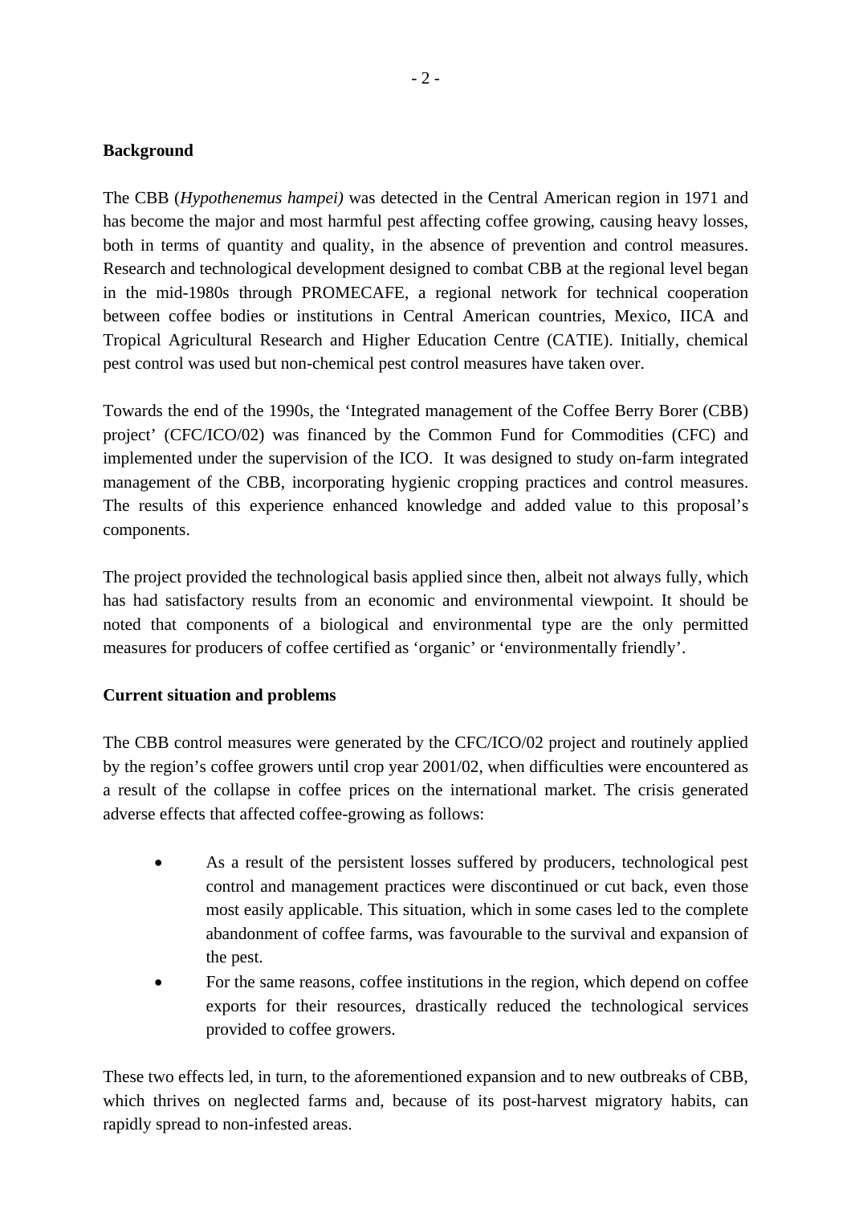**Background**

The CBB (*Hypothenemus hampei)* was detected in the Central American region in 1971 and has become the major and most harmful pest affecting coffee growing, causing heavy losses, both in terms of quantity and quality, in the absence of prevention and control measures. Research and technological development designed to combat CBB at the regional level began in the mid-1980s through PROMECAFE, a regional network for technical cooperation between coffee bodies or institutions in Central American countries, Mexico, IICA and Tropical Agricultural Research and Higher Education Centre (CATIE). Initially, chemical pest control was used but non-chemical pest control measures have taken over.

Towards the end of the 1990s, the 'Integrated management of the Coffee Berry Borer (CBB) project' (CFC/ICO/02) was financed by the Common Fund for Commodities (CFC) and implemented under the supervision of the ICO. It was designed to study on-farm integrated management of the CBB, incorporating hygienic cropping practices and control measures. The results of this experience enhanced knowledge and added value to this proposal's components.

The project provided the technological basis applied since then, albeit not always fully, which has had satisfactory results from an economic and environmental viewpoint. It should be noted that components of a biological and environmental type are the only permitted measures for producers of coffee certified as 'organic' or 'environmentally friendly'.

**Current situation and problems**

The CBB control measures were generated by the CFC/ICO/02 project and routinely applied by the region's coffee growers until crop year 2001/02, when difficulties were encountered as a result of the collapse in coffee prices on the international market. The crisis generated adverse effects that affected coffee-growing as follows:

- As a result of the persistent losses suffered by producers, technological pest control and management practices were discontinued or cut back, even those most easily applicable. This situation, which in some cases led to the complete abandonment of coffee farms, was favourable to the survival and expansion of the pest.
- For the same reasons, coffee institutions in the region, which depend on coffee exports for their resources, drastically reduced the technological services provided to coffee growers.

These two effects led, in turn, to the aforementioned expansion and to new outbreaks of CBB, which thrives on neglected farms and, because of its post-harvest migratory habits, can rapidly spread to non-infested areas.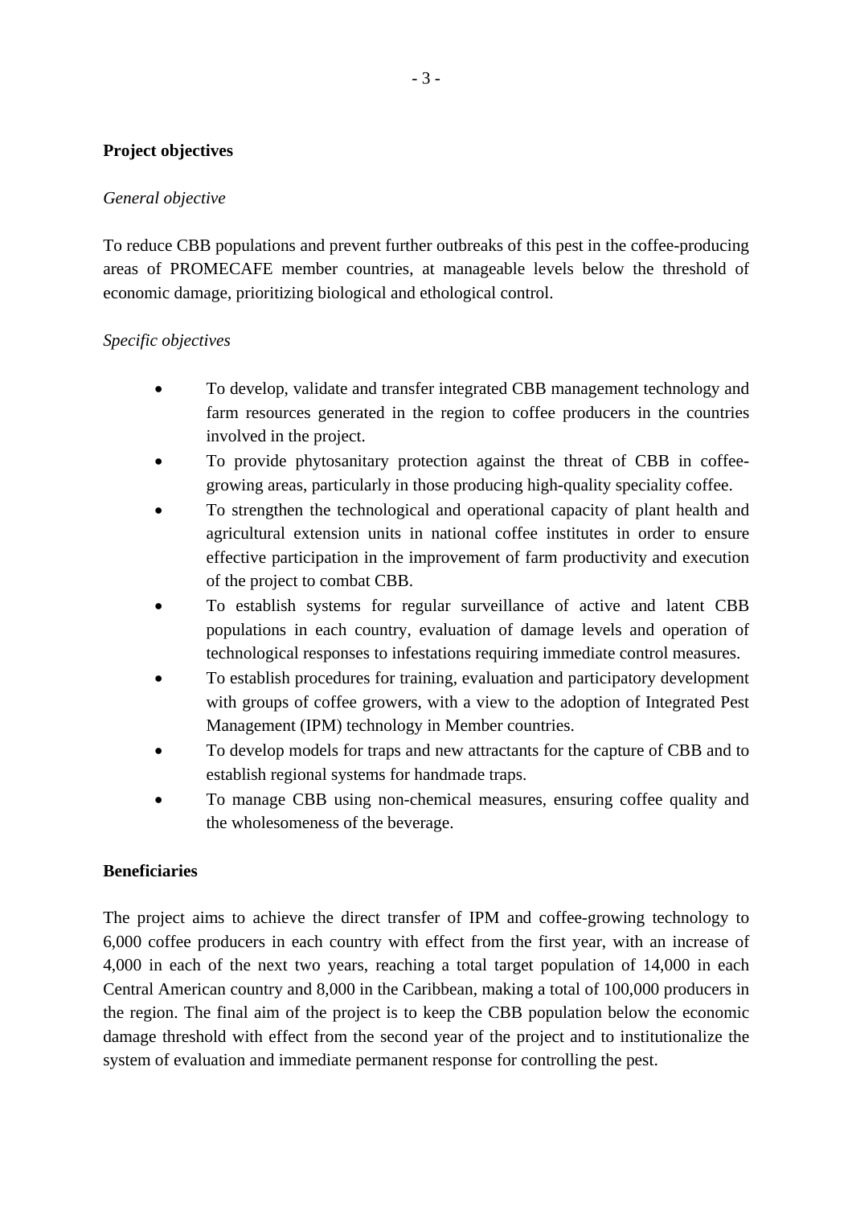**Project objectives**

*General objective*

To reduce CBB populations and prevent further outbreaks of this pest in the coffee-producing areas of PROMECAFE member countries, at manageable levels below the threshold of economic damage, prioritizing biological and ethological control.

*Specific objectives*

- To develop, validate and transfer integrated CBB management technology and farm resources generated in the region to coffee producers in the countries involved in the project.
- To provide phytosanitary protection against the threat of CBB in coffee-growing areas, particularly in those producing high-quality speciality coffee.
- To strengthen the technological and operational capacity of plant health and agricultural extension units in national coffee institutes in order to ensure effective participation in the improvement of farm productivity and execution of the project to combat CBB.
- To establish systems for regular surveillance of active and latent CBB populations in each country, evaluation of damage levels and operation of technological responses to infestations requiring immediate control measures.
- To establish procedures for training, evaluation and participatory development with groups of coffee growers, with a view to the adoption of Integrated Pest Management (IPM) technology in Member countries.
- To develop models for traps and new attractants for the capture of CBB and to establish regional systems for handmade traps.
- To manage CBB using non-chemical measures, ensuring coffee quality and the wholesomeness of the beverage.

**Beneficiaries**

The project aims to achieve the direct transfer of IPM and coffee-growing technology to 6,000 coffee producers in each country with effect from the first year, with an increase of 4,000 in each of the next two years, reaching a total target population of 14,000 in each Central American country and 8,000 in the Caribbean, making a total of 100,000 producers in the region. The final aim of the project is to keep the CBB population below the economic damage threshold with effect from the second year of the project and to institutionalize the system of evaluation and immediate permanent response for controlling the pest.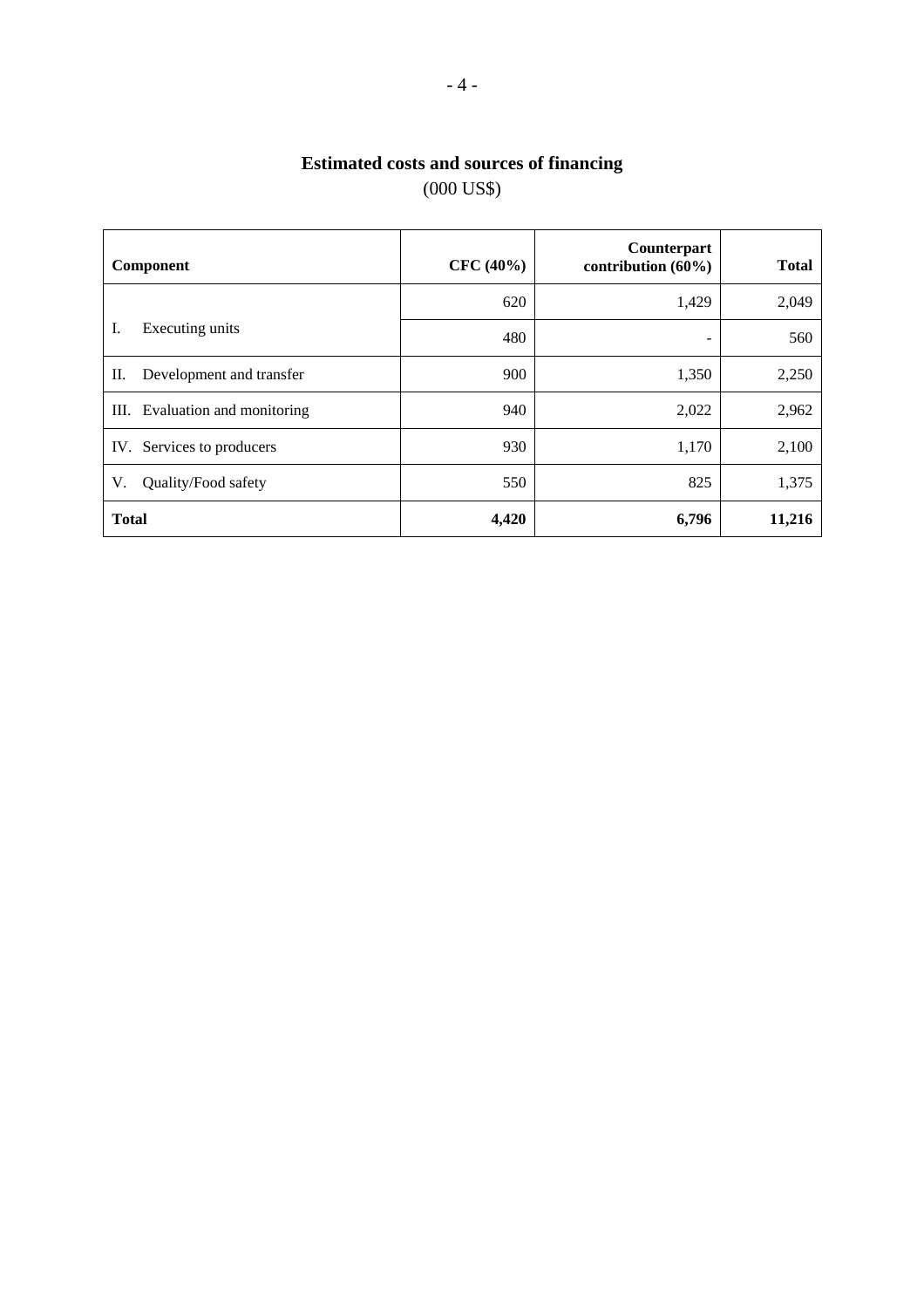## Estimated costs and sources of financing

(000 US$)

| Component | CFC (40%) | Counterpart contribution (60%) | Total |
|---|---|---|---|
| I. Executing units | 620 | 1,429 | 2,049 |
| | 480 | - | 560 |
| II. Development and transfer | 900 | 1,350 | 2,250 |
| III. Evaluation and monitoring | 940 | 2,022 | 2,962 |
| IV. Services to producers | 930 | 1,170 | 2,100 |
| V. Quality/Food safety | 550 | 825 | 1,375 |
| **Total** | **4,420** | **6,796** | **11,216** |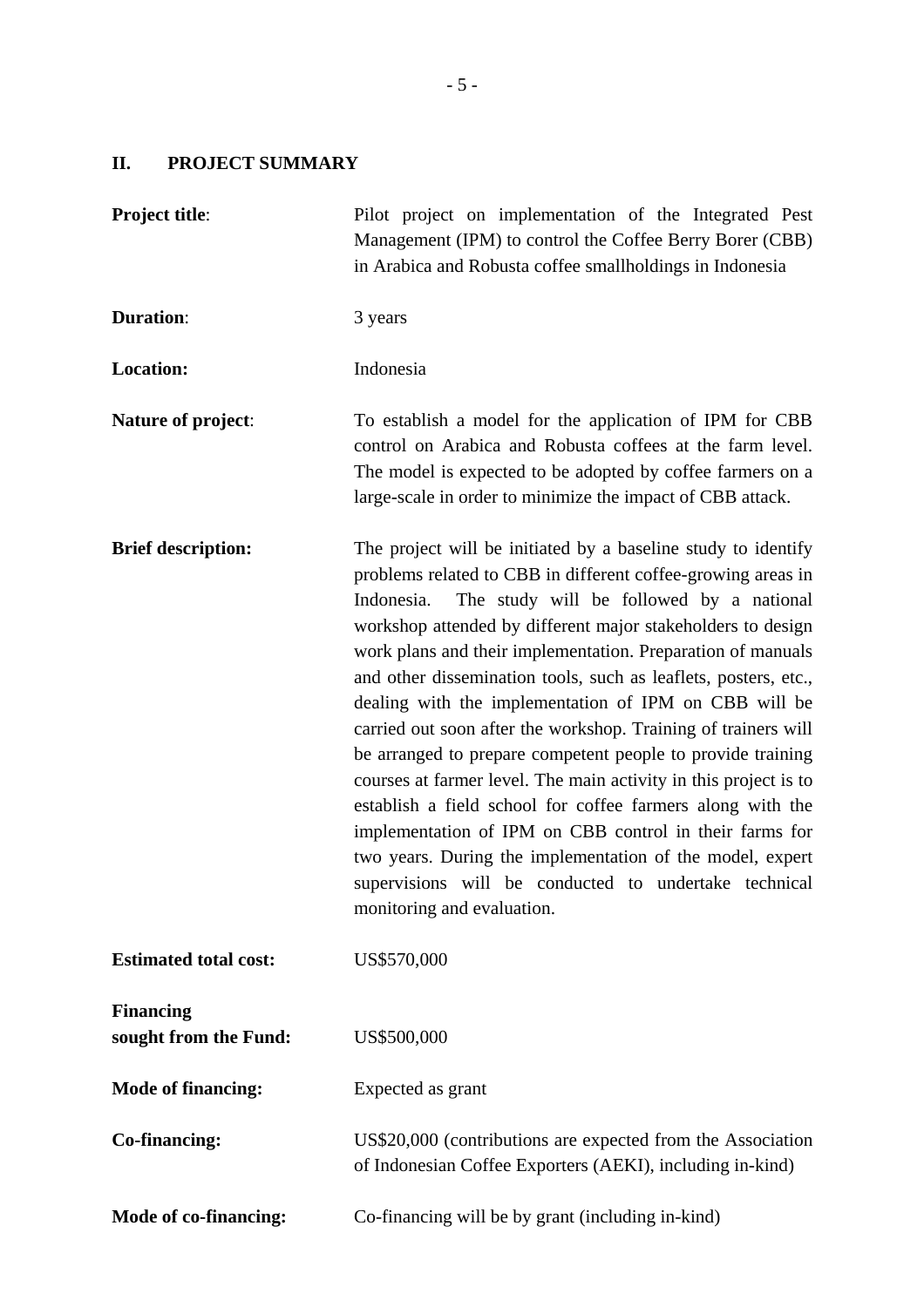## II. PROJECT SUMMARY

| | |
|---|---|
| **Project title**: | Pilot project on implementation of the Integrated Pest Management (IPM) to control the Coffee Berry Borer (CBB) in Arabica and Robusta coffee smallholdings in Indonesia |
| **Duration**: | 3 years |
| **Location:** | Indonesia |
| **Nature of project**: | To establish a model for the application of IPM for CBB control on Arabica and Robusta coffees at the farm level. The model is expected to be adopted by coffee farmers on a large-scale in order to minimize the impact of CBB attack. |
| **Brief description:** | The project will be initiated by a baseline study to identify problems related to CBB in different coffee-growing areas in Indonesia. The study will be followed by a national workshop attended by different major stakeholders to design work plans and their implementation. Preparation of manuals and other dissemination tools, such as leaflets, posters, etc., dealing with the implementation of IPM on CBB will be carried out soon after the workshop. Training of trainers will be arranged to prepare competent people to provide training courses at farmer level. The main activity in this project is to establish a field school for coffee farmers along with the implementation of IPM on CBB control in their farms for two years. During the implementation of the model, expert supervisions will be conducted to undertake technical monitoring and evaluation. |
| **Estimated total cost:** | US$570,000 |
| **Financing sought from the Fund:** | US$500,000 |
| **Mode of financing:** | Expected as grant |
| **Co-financing:** | US$20,000 (contributions are expected from the Association of Indonesian Coffee Exporters (AEKI), including in-kind) |
| **Mode of co-financing:** | Co-financing will be by grant (including in-kind) |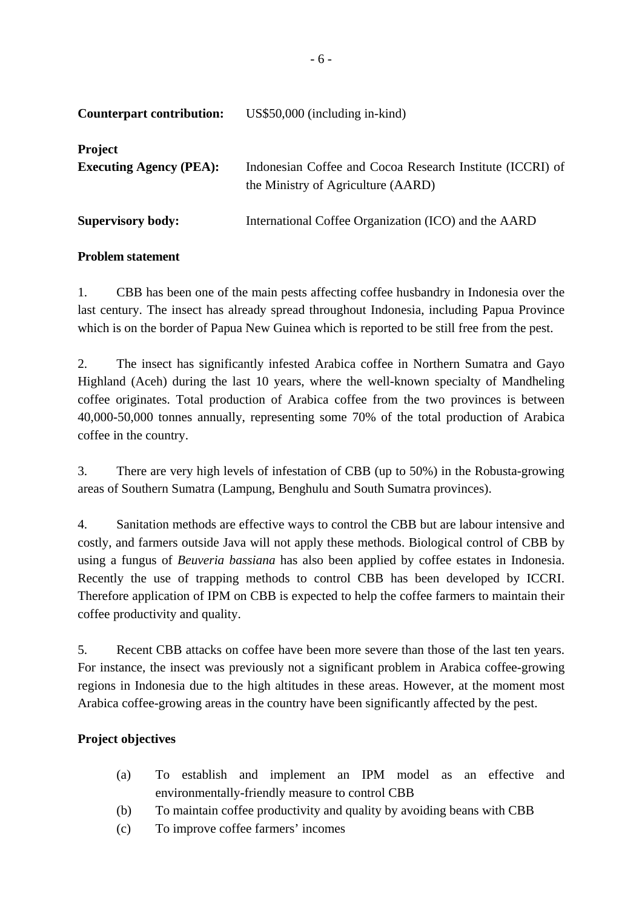**Counterpart contribution:** US$50,000 (including in-kind)

**Project Executing Agency (PEA):** Indonesian Coffee and Cocoa Research Institute (ICCRI) of the Ministry of Agriculture (AARD)

**Supervisory body:** International Coffee Organization (ICO) and the AARD

**Problem statement**

1. CBB has been one of the main pests affecting coffee husbandry in Indonesia over the last century. The insect has already spread throughout Indonesia, including Papua Province which is on the border of Papua New Guinea which is reported to be still free from the pest.

2. The insect has significantly infested Arabica coffee in Northern Sumatra and Gayo Highland (Aceh) during the last 10 years, where the well-known specialty of Mandheling coffee originates. Total production of Arabica coffee from the two provinces is between 40,000-50,000 tonnes annually, representing some 70% of the total production of Arabica coffee in the country.

3. There are very high levels of infestation of CBB (up to 50%) in the Robusta-growing areas of Southern Sumatra (Lampung, Benghulu and South Sumatra provinces).

4. Sanitation methods are effective ways to control the CBB but are labour intensive and costly, and farmers outside Java will not apply these methods. Biological control of CBB by using a fungus of *Beuveria bassiana* has also been applied by coffee estates in Indonesia. Recently the use of trapping methods to control CBB has been developed by ICCRI. Therefore application of IPM on CBB is expected to help the coffee farmers to maintain their coffee productivity and quality.

5. Recent CBB attacks on coffee have been more severe than those of the last ten years. For instance, the insect was previously not a significant problem in Arabica coffee-growing regions in Indonesia due to the high altitudes in these areas. However, at the moment most Arabica coffee-growing areas in the country have been significantly affected by the pest.

**Project objectives**

(a) To establish and implement an IPM model as an effective and environmentally-friendly measure to control CBB

(b) To maintain coffee productivity and quality by avoiding beans with CBB

(c) To improve coffee farmers' incomes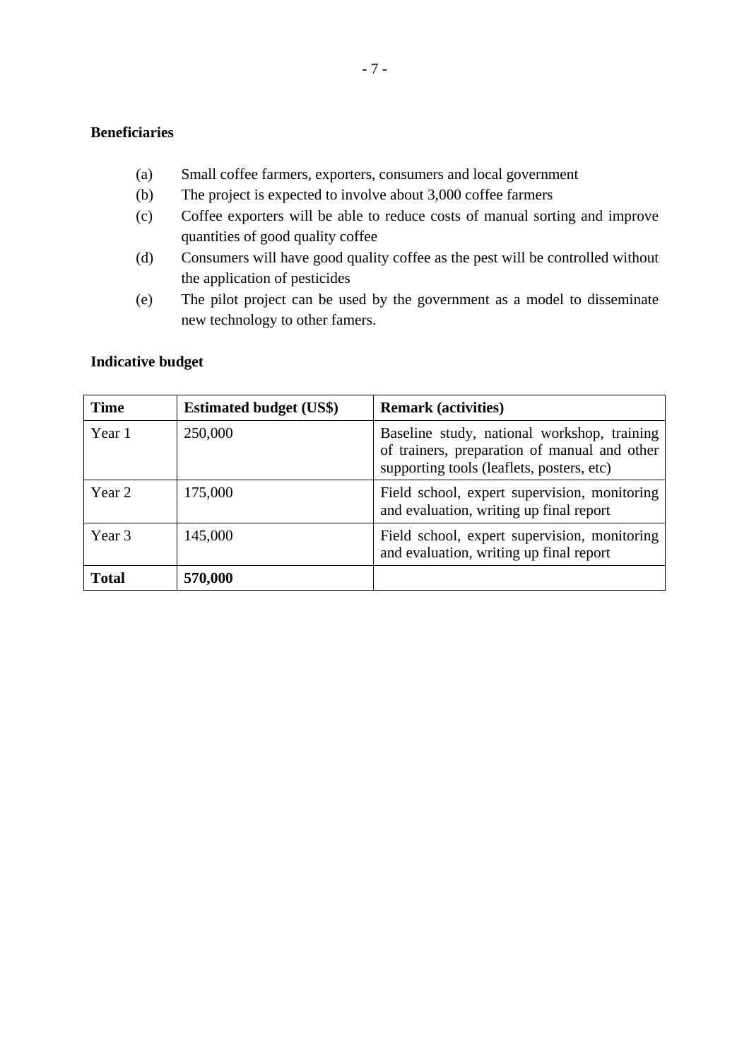**Beneficiaries**

(a) Small coffee farmers, exporters, consumers and local government

(b) The project is expected to involve about 3,000 coffee farmers

(c) Coffee exporters will be able to reduce costs of manual sorting and improve quantities of good quality coffee

(d) Consumers will have good quality coffee as the pest will be controlled without the application of pesticides

(e) The pilot project can be used by the government as a model to disseminate new technology to other famers.

**Indicative budget**

| **Time** | **Estimated budget (US$)** | **Remark (activities)** |
|---|---|---|
| Year 1 | 250,000 | Baseline study, national workshop, training of trainers, preparation of manual and other supporting tools (leaflets, posters, etc) |
| Year 2 | 175,000 | Field school, expert supervision, monitoring and evaluation, writing up final report |
| Year 3 | 145,000 | Field school, expert supervision, monitoring and evaluation, writing up final report |
| **Total** | **570,000** | |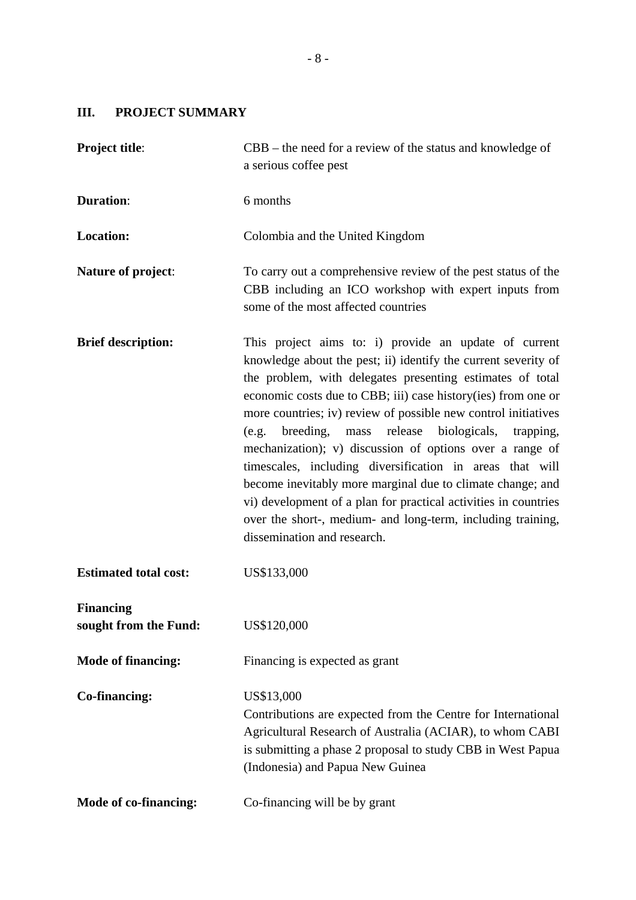## III. PROJECT SUMMARY

| | |
|---|---|
| **Project title**: | CBB – the need for a review of the status and knowledge of a serious coffee pest |
| **Duration**: | 6 months |
| **Location:** | Colombia and the United Kingdom |
| **Nature of project**: | To carry out a comprehensive review of the pest status of the CBB including an ICO workshop with expert inputs from some of the most affected countries |
| **Brief description:** | This project aims to: i) provide an update of current knowledge about the pest; ii) identify the current severity of the problem, with delegates presenting estimates of total economic costs due to CBB; iii) case history(ies) from one or more countries; iv) review of possible new control initiatives (e.g. breeding, mass release biologicals, trapping, mechanization); v) discussion of options over a range of timescales, including diversification in areas that will become inevitably more marginal due to climate change; and vi) development of a plan for practical activities in countries over the short-, medium- and long-term, including training, dissemination and research. |
| **Estimated total cost:** | US$133,000 |
| **Financing sought from the Fund:** | US$120,000 |
| **Mode of financing:** | Financing is expected as grant |
| **Co-financing:** | US$13,000<br>Contributions are expected from the Centre for International Agricultural Research of Australia (ACIAR), to whom CABI is submitting a phase 2 proposal to study CBB in West Papua (Indonesia) and Papua New Guinea |
| **Mode of co-financing:** | Co-financing will be by grant |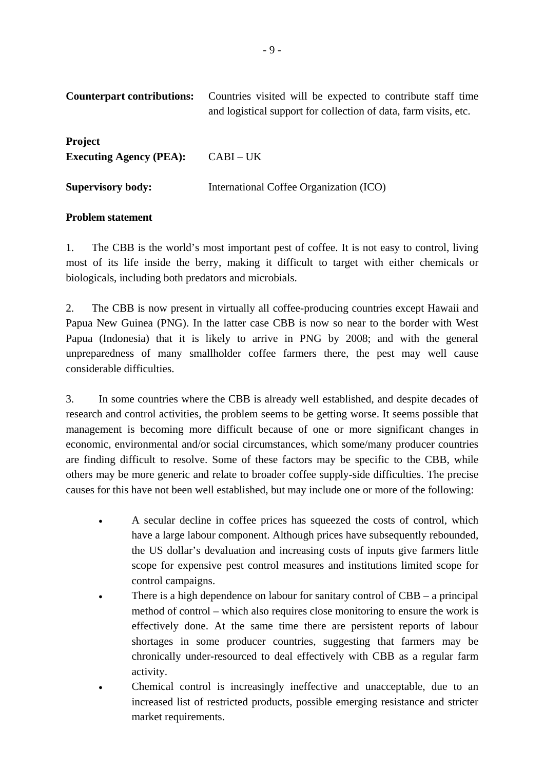**Counterpart contributions:** Countries visited will be expected to contribute staff time and logistical support for collection of data, farm visits, etc.

**Project Executing Agency (PEA):** CABI – UK

**Supervisory body:** International Coffee Organization (ICO)

**Problem statement**

1. The CBB is the world's most important pest of coffee. It is not easy to control, living most of its life inside the berry, making it difficult to target with either chemicals or biologicals, including both predators and microbials.

2. The CBB is now present in virtually all coffee-producing countries except Hawaii and Papua New Guinea (PNG). In the latter case CBB is now so near to the border with West Papua (Indonesia) that it is likely to arrive in PNG by 2008; and with the general unpreparedness of many smallholder coffee farmers there, the pest may well cause considerable difficulties.

3. In some countries where the CBB is already well established, and despite decades of research and control activities, the problem seems to be getting worse. It seems possible that management is becoming more difficult because of one or more significant changes in economic, environmental and/or social circumstances, which some/many producer countries are finding difficult to resolve. Some of these factors may be specific to the CBB, while others may be more generic and relate to broader coffee supply-side difficulties. The precise causes for this have not been well established, but may include one or more of the following:

- A secular decline in coffee prices has squeezed the costs of control, which have a large labour component. Although prices have subsequently rebounded, the US dollar's devaluation and increasing costs of inputs give farmers little scope for expensive pest control measures and institutions limited scope for control campaigns.
- There is a high dependence on labour for sanitary control of CBB – a principal method of control – which also requires close monitoring to ensure the work is effectively done. At the same time there are persistent reports of labour shortages in some producer countries, suggesting that farmers may be chronically under-resourced to deal effectively with CBB as a regular farm activity.
- Chemical control is increasingly ineffective and unacceptable, due to an increased list of restricted products, possible emerging resistance and stricter market requirements.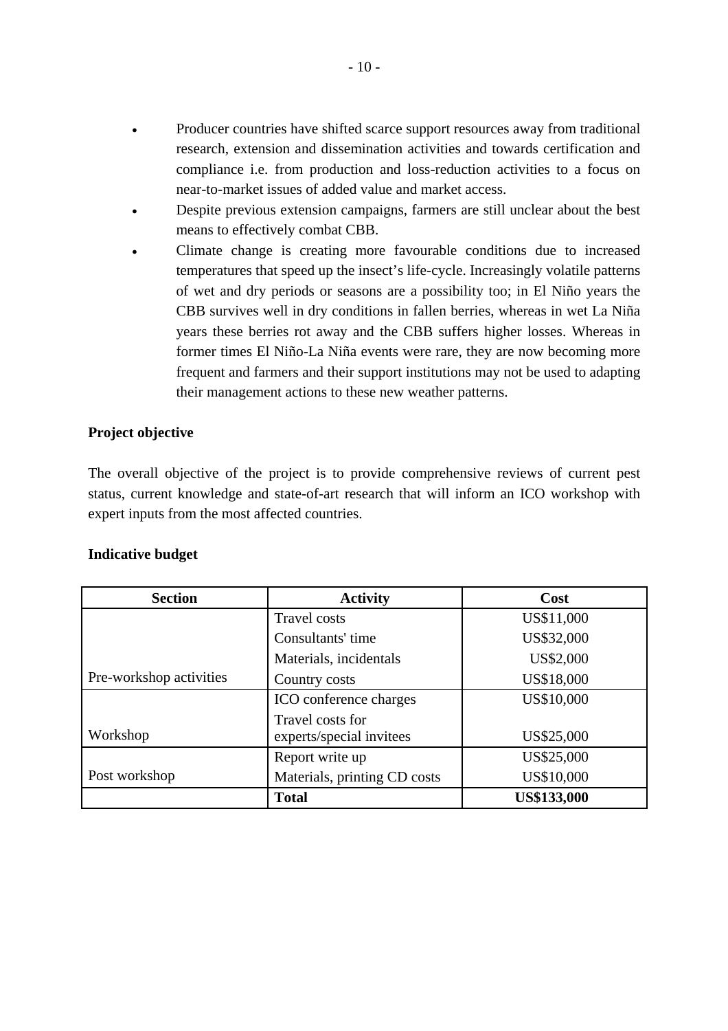- Producer countries have shifted scarce support resources away from traditional research, extension and dissemination activities and towards certification and compliance i.e. from production and loss-reduction activities to a focus on near-to-market issues of added value and market access.
- Despite previous extension campaigns, farmers are still unclear about the best means to effectively combat CBB.
- Climate change is creating more favourable conditions due to increased temperatures that speed up the insect's life-cycle. Increasingly volatile patterns of wet and dry periods or seasons are a possibility too; in El Niño years the CBB survives well in dry conditions in fallen berries, whereas in wet La Niña years these berries rot away and the CBB suffers higher losses. Whereas in former times El Niño-La Niña events were rare, they are now becoming more frequent and farmers and their support institutions may not be used to adapting their management actions to these new weather patterns.

**Project objective**

The overall objective of the project is to provide comprehensive reviews of current pest status, current knowledge and state-of-art research that will inform an ICO workshop with expert inputs from the most affected countries.

**Indicative budget**

| Section | Activity | Cost |
|---|---|---|
| Pre-workshop activities | Travel costs | US$11,000 |
| | Consultants' time | US$32,000 |
| | Materials, incidentals | US$2,000 |
| | Country costs | US$18,000 |
| Workshop | ICO conference charges | US$10,000 |
| | Travel costs for experts/special invitees | US$25,000 |
| Post workshop | Report write up | US$25,000 |
| | Materials, printing CD costs | US$10,000 |
| | **Total** | **US$133,000** |